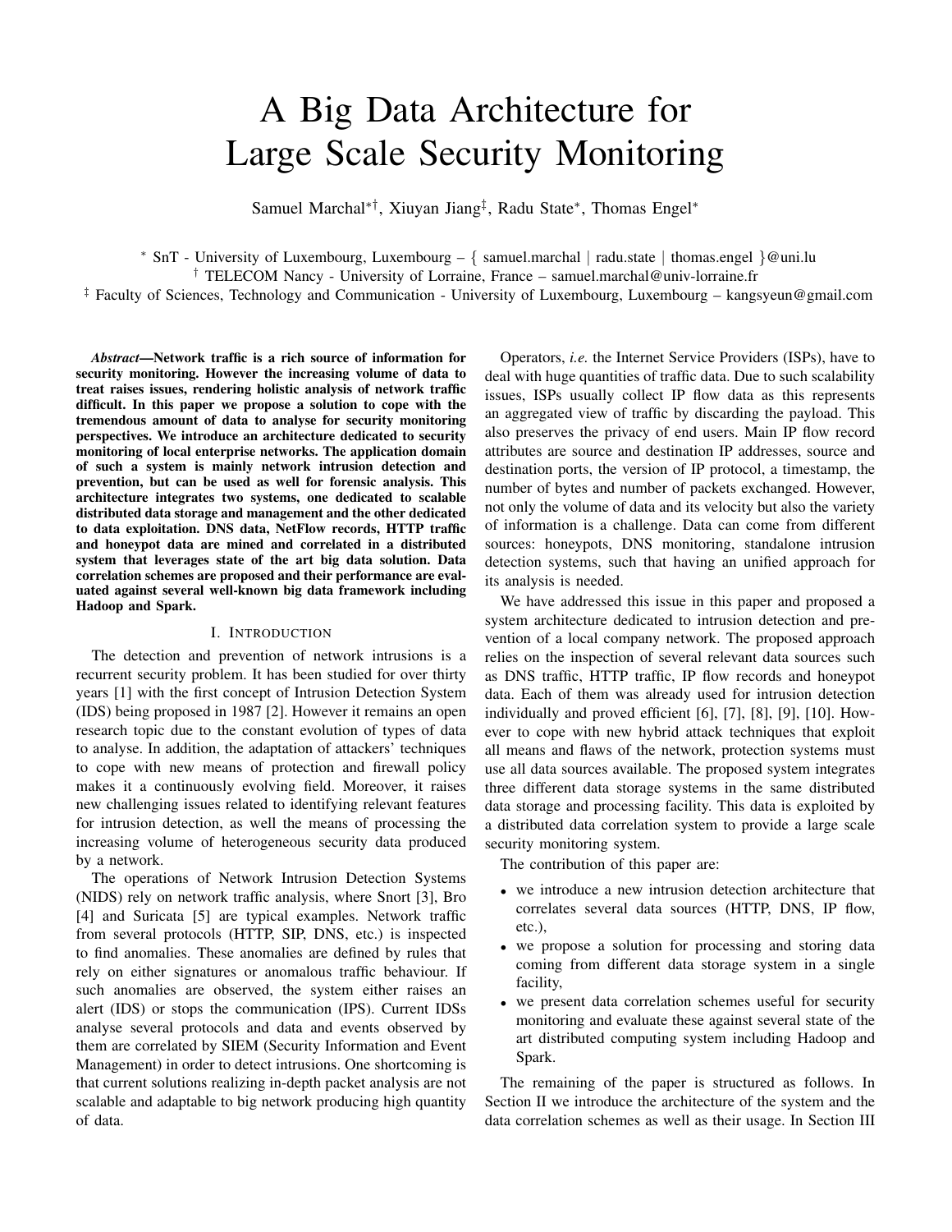# A Big Data Architecture for Large Scale Security Monitoring

Samuel Marchal*†, Xiuyan Jiang‡, Radu State*, Thomas Engel*

* SnT - University of Luxembourg, Luxembourg – { samuel.marchal | radu.state | thomas.engel }@uni.lu
† TELECOM Nancy - University of Lorraine, France – samuel.marchal@univ-lorraine.fr
‡ Faculty of Sciences, Technology and Communication - University of Luxembourg, Luxembourg – kangsyeun@gmail.com

***Abstract*—Network traffic is a rich source of information for security monitoring. However the increasing volume of data to treat raises issues, rendering holistic analysis of network traffic difficult. In this paper we propose a solution to cope with the tremendous amount of data to analyse for security monitoring perspectives. We introduce an architecture dedicated to security monitoring of local enterprise networks. The application domain of such a system is mainly network intrusion detection and prevention, but can be used as well for forensic analysis. This architecture integrates two systems, one dedicated to scalable distributed data storage and management and the other dedicated to data exploitation. DNS data, NetFlow records, HTTP traffic and honeypot data are mined and correlated in a distributed system that leverages state of the art big data solution. Data correlation schemes are proposed and their performance are evaluated against several well-known big data framework including Hadoop and Spark.**

## I. Introduction

The detection and prevention of network intrusions is a recurrent security problem. It has been studied for over thirty years [1] with the first concept of Intrusion Detection System (IDS) being proposed in 1987 [2]. However it remains an open research topic due to the constant evolution of types of data to analyse. In addition, the adaptation of attackers' techniques to cope with new means of protection and firewall policy makes it a continuously evolving field. Moreover, it raises new challenging issues related to identifying relevant features for intrusion detection, as well the means of processing the increasing volume of heterogeneous security data produced by a network.

The operations of Network Intrusion Detection Systems (NIDS) rely on network traffic analysis, where Snort [3], Bro [4] and Suricata [5] are typical examples. Network traffic from several protocols (HTTP, SIP, DNS, etc.) is inspected to find anomalies. These anomalies are defined by rules that rely on either signatures or anomalous traffic behaviour. If such anomalies are observed, the system either raises an alert (IDS) or stops the communication (IPS). Current IDSs analyse several protocols and data and events observed by them are correlated by SIEM (Security Information and Event Management) in order to detect intrusions. One shortcoming is that current solutions realizing in-depth packet analysis are not scalable and adaptable to big network producing high quantity of data.

Operators, *i.e.* the Internet Service Providers (ISPs), have to deal with huge quantities of traffic data. Due to such scalability issues, ISPs usually collect IP flow data as this represents an aggregated view of traffic by discarding the payload. This also preserves the privacy of end users. Main IP flow record attributes are source and destination IP addresses, source and destination ports, the version of IP protocol, a timestamp, the number of bytes and number of packets exchanged. However, not only the volume of data and its velocity but also the variety of information is a challenge. Data can come from different sources: honeypots, DNS monitoring, standalone intrusion detection systems, such that having an unified approach for its analysis is needed.

We have addressed this issue in this paper and proposed a system architecture dedicated to intrusion detection and prevention of a local company network. The proposed approach relies on the inspection of several relevant data sources such as DNS traffic, HTTP traffic, IP flow records and honeypot data. Each of them was already used for intrusion detection individually and proved efficient [6], [7], [8], [9], [10]. However to cope with new hybrid attack techniques that exploit all means and flaws of the network, protection systems must use all data sources available. The proposed system integrates three different data storage systems in the same distributed data storage and processing facility. This data is exploited by a distributed data correlation system to provide a large scale security monitoring system.

The contribution of this paper are:

- we introduce a new intrusion detection architecture that correlates several data sources (HTTP, DNS, IP flow, etc.),
- we propose a solution for processing and storing data coming from different data storage system in a single facility,
- we present data correlation schemes useful for security monitoring and evaluate these against several state of the art distributed computing system including Hadoop and Spark.

The remaining of the paper is structured as follows. In Section II we introduce the architecture of the system and the data correlation schemes as well as their usage. In Section III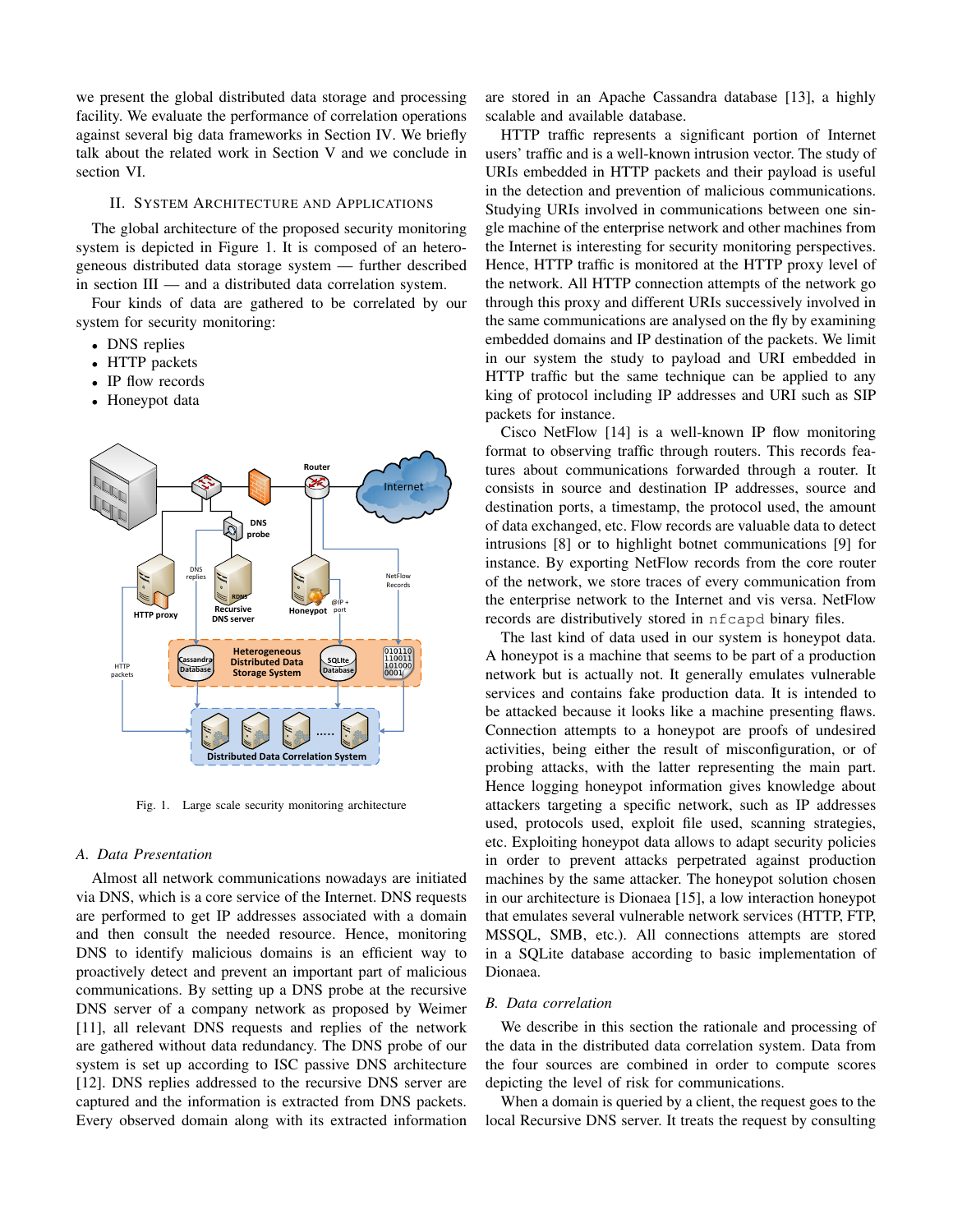we present the global distributed data storage and processing facility. We evaluate the performance of correlation operations against several big data frameworks in Section IV. We briefly talk about the related work in Section V and we conclude in section VI.

## II. System Architecture and Applications

The global architecture of the proposed security monitoring system is depicted in Figure 1. It is composed of an heterogeneous distributed data storage system — further described in section III — and a distributed data correlation system.

Four kinds of data are gathered to be correlated by our system for security monitoring:

- DNS replies
- HTTP packets
- IP flow records
- Honeypot data

Router
Internet
DNS probe
DNS replies
HTTP proxy
RDNS
Recursive DNS server
Honeypot
@IP + port
NetFlow Records
HTTP packets
Cassandra Database
Heterogeneous Distributed Data Storage System
SQLite Database
010110 110011 101000 0001
.....
Distributed Data Correlation System

Fig. 1. Large scale security monitoring architecture

### A. Data Presentation

Almost all network communications nowadays are initiated via DNS, which is a core service of the Internet. DNS requests are performed to get IP addresses associated with a domain and then consult the needed resource. Hence, monitoring DNS to identify malicious domains is an efficient way to proactively detect and prevent an important part of malicious communications. By setting up a DNS probe at the recursive DNS server of a company network as proposed by Weimer [11], all relevant DNS requests and replies of the network are gathered without data redundancy. The DNS probe of our system is set up according to ISC passive DNS architecture [12]. DNS replies addressed to the recursive DNS server are captured and the information is extracted from DNS packets. Every observed domain along with its extracted information are stored in an Apache Cassandra database [13], a highly scalable and available database.

HTTP traffic represents a significant portion of Internet users' traffic and is a well-known intrusion vector. The study of URIs embedded in HTTP packets and their payload is useful in the detection and prevention of malicious communications. Studying URIs involved in communications between one single machine of the enterprise network and other machines from the Internet is interesting for security monitoring perspectives. Hence, HTTP traffic is monitored at the HTTP proxy level of the network. All HTTP connection attempts of the network go through this proxy and different URIs successively involved in the same communications are analysed on the fly by examining embedded domains and IP destination of the packets. We limit in our system the study to payload and URI embedded in HTTP traffic but the same technique can be applied to any king of protocol including IP addresses and URI such as SIP packets for instance.

Cisco NetFlow [14] is a well-known IP flow monitoring format to observing traffic through routers. This records features about communications forwarded through a router. It consists in source and destination IP addresses, source and destination ports, a timestamp, the protocol used, the amount of data exchanged, etc. Flow records are valuable data to detect intrusions [8] or to highlight botnet communications [9] for instance. By exporting NetFlow records from the core router of the network, we store traces of every communication from the enterprise network to the Internet and vis versa. NetFlow records are distributively stored in `nfcapd` binary files.

The last kind of data used in our system is honeypot data. A honeypot is a machine that seems to be part of a production network but is actually not. It generally emulates vulnerable services and contains fake production data. It is intended to be attacked because it looks like a machine presenting flaws. Connection attempts to a honeypot are proofs of undesired activities, being either the result of misconfiguration, or of probing attacks, with the latter representing the main part. Hence logging honeypot information gives knowledge about attackers targeting a specific network, such as IP addresses used, protocols used, exploit file used, scanning strategies, etc. Exploiting honeypot data allows to adapt security policies in order to prevent attacks perpetrated against production machines by the same attacker. The honeypot solution chosen in our architecture is Dionaea [15], a low interaction honeypot that emulates several vulnerable network services (HTTP, FTP, MSSQL, SMB, etc.). All connections attempts are stored in a SQLite database according to basic implementation of Dionaea.

### B. Data correlation

We describe in this section the rationale and processing of the data in the distributed data correlation system. Data from the four sources are combined in order to compute scores depicting the level of risk for communications.

When a domain is queried by a client, the request goes to the local Recursive DNS server. It treats the request by consulting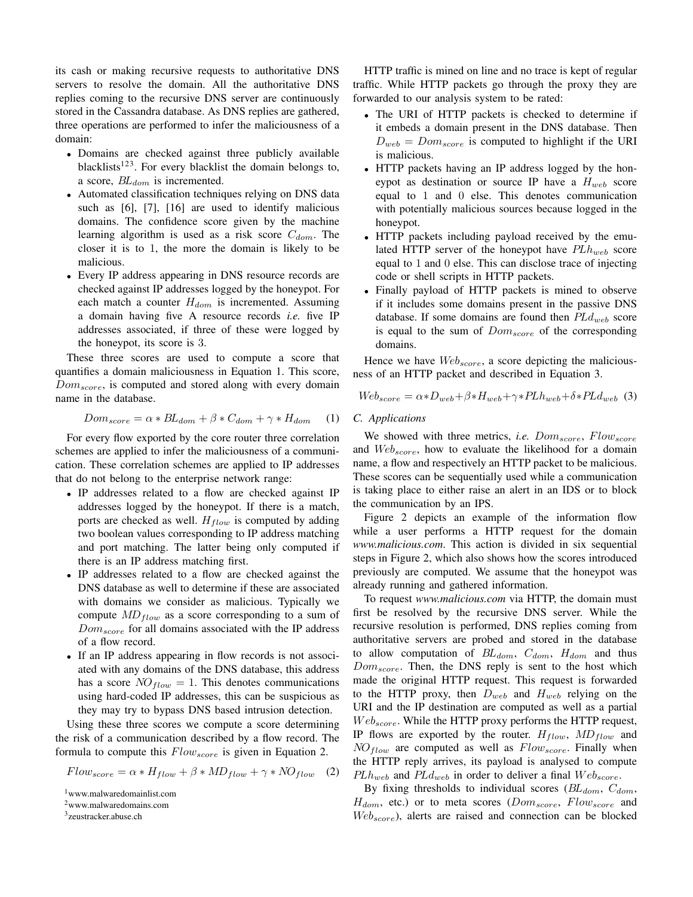its cash or making recursive requests to authoritative DNS servers to resolve the domain. All the authoritative DNS replies coming to the recursive DNS server are continuously stored in the Cassandra database. As DNS replies are gathered, three operations are performed to infer the maliciousness of a domain:

- Domains are checked against three publicly available blacklists[1][2][3]. For every blacklist the domain belongs to, a score, $BL_{dom}$ is incremented.
- Automated classification techniques relying on DNS data such as [6], [7], [16] are used to identify malicious domains. The confidence score given by the machine learning algorithm is used as a risk score $C_{dom}$. The closer it is to 1, the more the domain is likely to be malicious.
- Every IP address appearing in DNS resource records are checked against IP addresses logged by the honeypot. For each match a counter $H_{dom}$ is incremented. Assuming a domain having five A resource records *i.e.* five IP addresses associated, if three of these were logged by the honeypot, its score is 3.

These three scores are used to compute a score that quantifies a domain maliciousness in Equation 1. This score, $Dom_{score}$, is computed and stored along with every domain name in the database.

$$Dom_{score} = \alpha * BL_{dom} + \beta * C_{dom} + \gamma * H_{dom} \quad (1)$$

For every flow exported by the core router three correlation schemes are applied to infer the maliciousness of a communication. These correlation schemes are applied to IP addresses that do not belong to the enterprise network range:

- IP addresses related to a flow are checked against IP addresses logged by the honeypot. If there is a match, ports are checked as well. $H_{flow}$ is computed by adding two boolean values corresponding to IP address matching and port matching. The latter being only computed if there is an IP address matching first.
- IP addresses related to a flow are checked against the DNS database as well to determine if these are associated with domains we consider as malicious. Typically we compute $MD_{flow}$ as a score corresponding to a sum of $Dom_{score}$ for all domains associated with the IP address of a flow record.
- If an IP address appearing in flow records is not associated with any domains of the DNS database, this address has a score $NO_{flow} = 1$. This denotes communications using hard-coded IP addresses, this can be suspicious as they may try to bypass DNS based intrusion detection.

Using these three scores we compute a score determining the risk of a communication described by a flow record. The formula to compute this $Flow_{score}$ is given in Equation 2.

$$Flow_{score} = \alpha * H_{flow} + \beta * MD_{flow} + \gamma * NO_{flow} \quad (2)$$

[1]www.malwaredomainlist.com
[2]www.malwaredomains.com
[3]zeustracker.abuse.ch

HTTP traffic is mined on line and no trace is kept of regular traffic. While HTTP packets go through the proxy they are forwarded to our analysis system to be rated:

- The URI of HTTP packets is checked to determine if it embeds a domain present in the DNS database. Then $D_{web} = Dom_{score}$ is computed to highlight if the URI is malicious.
- HTTP packets having an IP address logged by the honeypot as destination or source IP have a $H_{web}$ score equal to 1 and 0 else. This denotes communication with potentially malicious sources because logged in the honeypot.
- HTTP packets including payload received by the emulated HTTP server of the honeypot have $PLh_{web}$ score equal to 1 and 0 else. This can disclose trace of injecting code or shell scripts in HTTP packets.
- Finally payload of HTTP packets is mined to observe if it includes some domains present in the passive DNS database. If some domains are found then $PLd_{web}$ score is equal to the sum of $Dom_{score}$ of the corresponding domains.

Hence we have $Web_{score}$, a score depicting the maliciousness of an HTTP packet and described in Equation 3.

$$Web_{score} = \alpha * D_{web} + \beta * H_{web} + \gamma * PLh_{web} + \delta * PLd_{web} \quad (3)$$

### C. Applications

We showed with three metrics, *i.e.* $Dom_{score}$, $Flow_{score}$ and $Web_{score}$, how to evaluate the likelihood for a domain name, a flow and respectively an HTTP packet to be malicious. These scores can be sequentially used while a communication is taking place to either raise an alert in an IDS or to block the communication by an IPS.

Figure 2 depicts an example of the information flow while a user performs a HTTP request for the domain *www.malicious.com*. This action is divided in six sequential steps in Figure 2, which also shows how the scores introduced previously are computed. We assume that the honeypot was already running and gathered information.

To request *www.malicious.com* via HTTP, the domain must first be resolved by the recursive DNS server. While the recursive resolution is performed, DNS replies coming from authoritative servers are probed and stored in the database to allow computation of $BL_{dom}$, $C_{dom}$, $H_{dom}$ and thus $Dom_{score}$. Then, the DNS reply is sent to the host which made the original HTTP request. This request is forwarded to the HTTP proxy, then $D_{web}$ and $H_{web}$ relying on the URI and the IP destination are computed as well as a partial $Web_{score}$. While the HTTP proxy performs the HTTP request, IP flows are exported by the router. $H_{flow}$, $MD_{flow}$ and $NO_{flow}$ are computed as well as $Flow_{score}$. Finally when the HTTP reply arrives, its payload is analysed to compute $PLh_{web}$ and $PLd_{web}$ in order to deliver a final $Web_{score}$.

By fixing thresholds to individual scores ($BL_{dom}$, $C_{dom}$, $H_{dom}$, etc.) or to meta scores ($Dom_{score}$, $Flow_{score}$ and $Web_{score}$), alerts are raised and connection can be blocked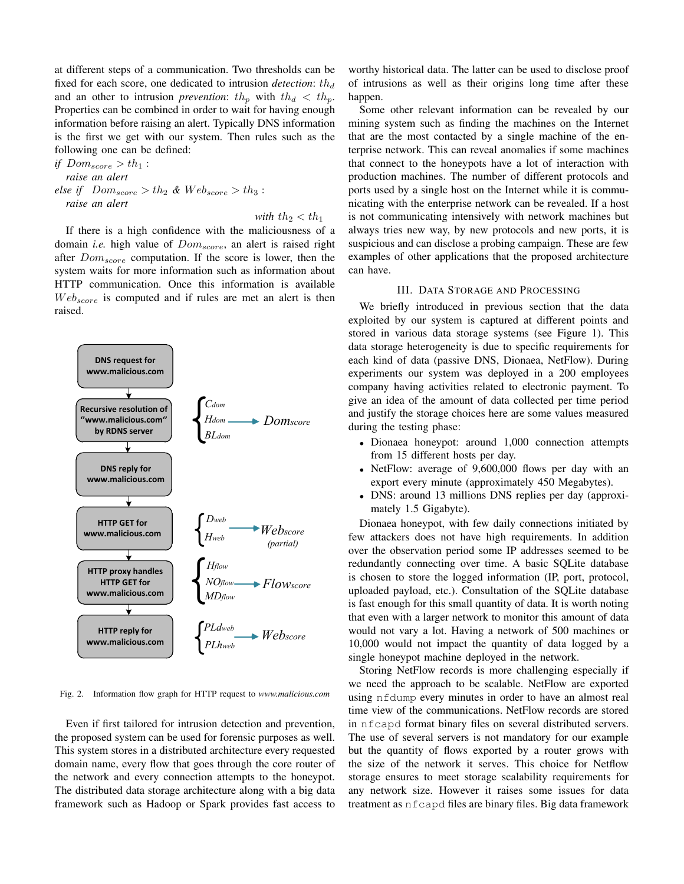at different steps of a communication. Two thresholds can be fixed for each score, one dedicated to intrusion *detection*: $th_d$ and an other to intrusion *prevention*: $th_p$ with $th_d < th_p$. Properties can be combined in order to wait for having enough information before raising an alert. Typically DNS information is the first we get with our system. Then rules such as the following one can be defined:

*if* $Dom_{score} > th_1$ :
*raise an alert*
*else if* $Dom_{score} > th_2$ & $Web_{score} > th_3$ :
*raise an alert*

*with* $th_2 < th_1$

If there is a high confidence with the maliciousness of a domain *i.e.* high value of $Dom_{score}$, an alert is raised right after $Dom_{score}$ computation. If the score is lower, then the system waits for more information such as information about HTTP communication. Once this information is available $Web_{score}$ is computed and if rules are met an alert is then raised.

Fig. 2. Information flow graph for HTTP request to *www.malicious.com*

Even if first tailored for intrusion detection and prevention, the proposed system can be used for forensic purposes as well. This system stores in a distributed architecture every requested domain name, every flow that goes through the core router of the network and every connection attempts to the honeypot. The distributed data storage architecture along with a big data framework such as Hadoop or Spark provides fast access to worthy historical data. The latter can be used to disclose proof of intrusions as well as their origins long time after these happen.

Some other relevant information can be revealed by our mining system such as finding the machines on the Internet that are the most contacted by a single machine of the enterprise network. This can reveal anomalies if some machines that connect to the honeypots have a lot of interaction with production machines. The number of different protocols and ports used by a single host on the Internet while it is communicating with the enterprise network can be revealed. If a host is not communicating intensively with network machines but always tries new way, by new protocols and new ports, it is suspicious and can disclose a probing campaign. These are few examples of other applications that the proposed architecture can have.

## III. Data Storage and Processing

We briefly introduced in previous section that the data exploited by our system is captured at different points and stored in various data storage systems (see Figure 1). This data storage heterogeneity is due to specific requirements for each kind of data (passive DNS, Dionaea, NetFlow). During experiments our system was deployed in a 200 employees company having activities related to electronic payment. To give an idea of the amount of data collected per time period and justify the storage choices here are some values measured during the testing phase:

- Dionaea honeypot: around 1,000 connection attempts from 15 different hosts per day.
- NetFlow: average of 9,600,000 flows per day with an export every minute (approximately 450 Megabytes).
- DNS: around 13 millions DNS replies per day (approximately 1.5 Gigabyte).

Dionaea honeypot, with few daily connections initiated by few attackers does not have high requirements. In addition over the observation period some IP addresses seemed to be redundantly connecting over time. A basic SQLite database is chosen to store the logged information (IP, port, protocol, uploaded payload, etc.). Consultation of the SQLite database is fast enough for this small quantity of data. It is worth noting that even with a larger network to monitor this amount of data would not vary a lot. Having a network of 500 machines or 10,000 would not impact the quantity of data logged by a single honeypot machine deployed in the network.

Storing NetFlow records is more challenging especially if we need the approach to be scalable. NetFlow are exported using `nfdump` every minutes in order to have an almost real time view of the communications. NetFlow records are stored in `nfcapd` format binary files on several distributed servers. The use of several servers is not mandatory for our example but the quantity of flows exported by a router grows with the size of the network it serves. This choice for Netflow storage ensures to meet storage scalability requirements for any network size. However it raises some issues for data treatment as `nfcapd` files are binary files. Big data framework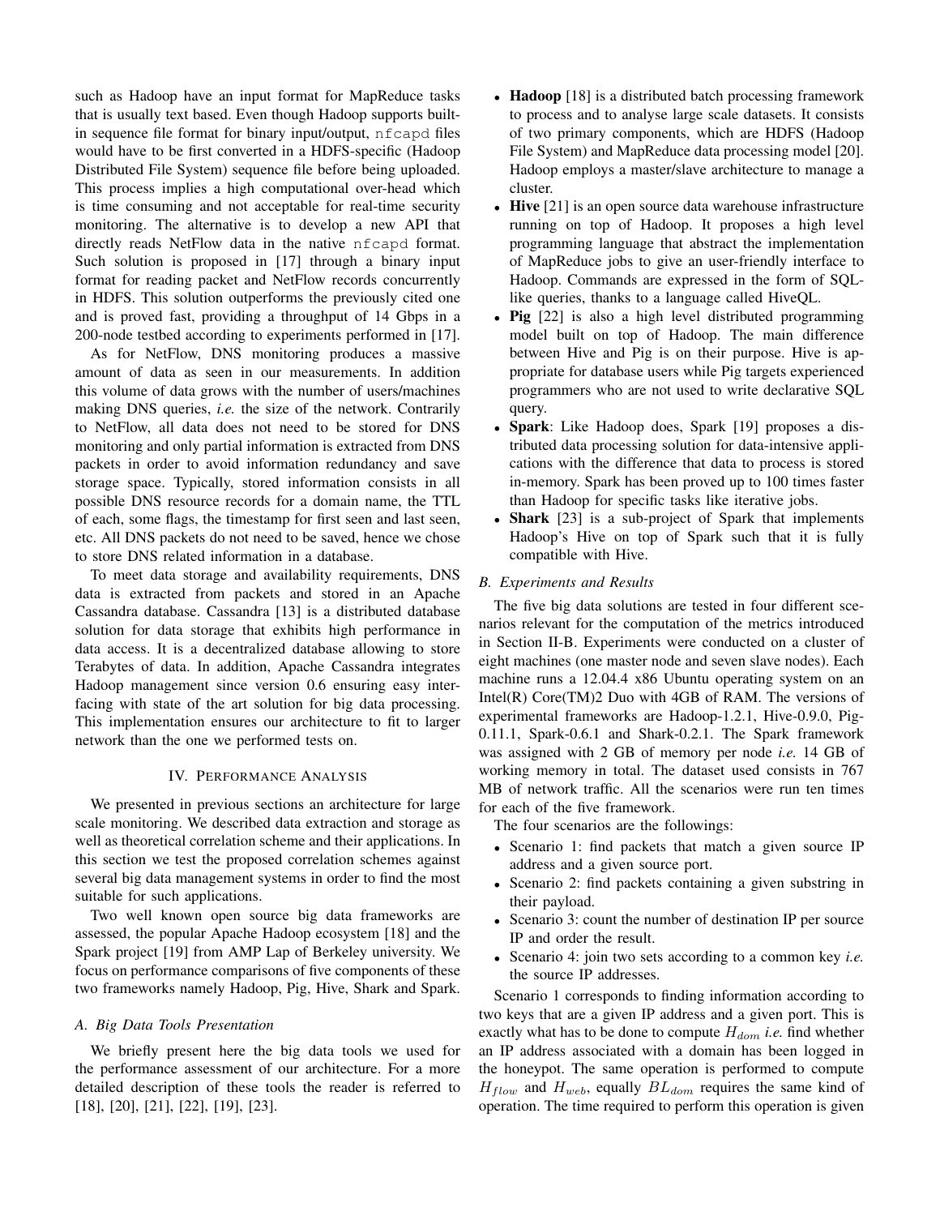such as Hadoop have an input format for MapReduce tasks that is usually text based. Even though Hadoop supports built-in sequence file format for binary input/output, `nfcapd` files would have to be first converted in a HDFS-specific (Hadoop Distributed File System) sequence file before being uploaded. This process implies a high computational over-head which is time consuming and not acceptable for real-time security monitoring. The alternative is to develop a new API that directly reads NetFlow data in the native `nfcapd` format. Such solution is proposed in [17] through a binary input format for reading packet and NetFlow records concurrently in HDFS. This solution outperforms the previously cited one and is proved fast, providing a throughput of 14 Gbps in a 200-node testbed according to experiments performed in [17].

As for NetFlow, DNS monitoring produces a massive amount of data as seen in our measurements. In addition this volume of data grows with the number of users/machines making DNS queries, *i.e.* the size of the network. Contrarily to NetFlow, all data does not need to be stored for DNS monitoring and only partial information is extracted from DNS packets in order to avoid information redundancy and save storage space. Typically, stored information consists in all possible DNS resource records for a domain name, the TTL of each, some flags, the timestamp for first seen and last seen, etc. All DNS packets do not need to be saved, hence we chose to store DNS related information in a database.

To meet data storage and availability requirements, DNS data is extracted from packets and stored in an Apache Cassandra database. Cassandra [13] is a distributed database solution for data storage that exhibits high performance in data access. It is a decentralized database allowing to store Terabytes of data. In addition, Apache Cassandra integrates Hadoop management since version 0.6 ensuring easy interfacing with state of the art solution for big data processing. This implementation ensures our architecture to fit to larger network than the one we performed tests on.

## IV. Performance Analysis

We presented in previous sections an architecture for large scale monitoring. We described data extraction and storage as well as theoretical correlation scheme and their applications. In this section we test the proposed correlation schemes against several big data management systems in order to find the most suitable for such applications.

Two well known open source big data frameworks are assessed, the popular Apache Hadoop ecosystem [18] and the Spark project [19] from AMP Lap of Berkeley university. We focus on performance comparisons of five components of these two frameworks namely Hadoop, Pig, Hive, Shark and Spark.

### A. Big Data Tools Presentation

We briefly present here the big data tools we used for the performance assessment of our architecture. For a more detailed description of these tools the reader is referred to [18], [20], [21], [22], [19], [23].

- **Hadoop** [18] is a distributed batch processing framework to process and to analyse large scale datasets. It consists of two primary components, which are HDFS (Hadoop File System) and MapReduce data processing model [20]. Hadoop employs a master/slave architecture to manage a cluster.
- **Hive** [21] is an open source data warehouse infrastructure running on top of Hadoop. It proposes a high level programming language that abstract the implementation of MapReduce jobs to give an user-friendly interface to Hadoop. Commands are expressed in the form of SQL-like queries, thanks to a language called HiveQL.
- **Pig** [22] is also a high level distributed programming model built on top of Hadoop. The main difference between Hive and Pig is on their purpose. Hive is appropriate for database users while Pig targets experienced programmers who are not used to write declarative SQL query.
- **Spark**: Like Hadoop does, Spark [19] proposes a distributed data processing solution for data-intensive applications with the difference that data to process is stored in-memory. Spark has been proved up to 100 times faster than Hadoop for specific tasks like iterative jobs.
- **Shark** [23] is a sub-project of Spark that implements Hadoop's Hive on top of Spark such that it is fully compatible with Hive.

### B. Experiments and Results

The five big data solutions are tested in four different scenarios relevant for the computation of the metrics introduced in Section II-B. Experiments were conducted on a cluster of eight machines (one master node and seven slave nodes). Each machine runs a 12.04.4 x86 Ubuntu operating system on an Intel(R) Core(TM)2 Duo with 4GB of RAM. The versions of experimental frameworks are Hadoop-1.2.1, Hive-0.9.0, Pig-0.11.1, Spark-0.6.1 and Shark-0.2.1. The Spark framework was assigned with 2 GB of memory per node *i.e.* 14 GB of working memory in total. The dataset used consists in 767 MB of network traffic. All the scenarios were run ten times for each of the five framework.

The four scenarios are the followings:

- Scenario 1: find packets that match a given source IP address and a given source port.
- Scenario 2: find packets containing a given substring in their payload.
- Scenario 3: count the number of destination IP per source IP and order the result.
- Scenario 4: join two sets according to a common key *i.e.* the source IP addresses.

Scenario 1 corresponds to finding information according to two keys that are a given IP address and a given port. This is exactly what has to be done to compute $H_{dom}$ *i.e.* find whether an IP address associated with a domain has been logged in the honeypot. The same operation is performed to compute $H_{flow}$ and $H_{web}$, equally $BL_{dom}$ requires the same kind of operation. The time required to perform this operation is given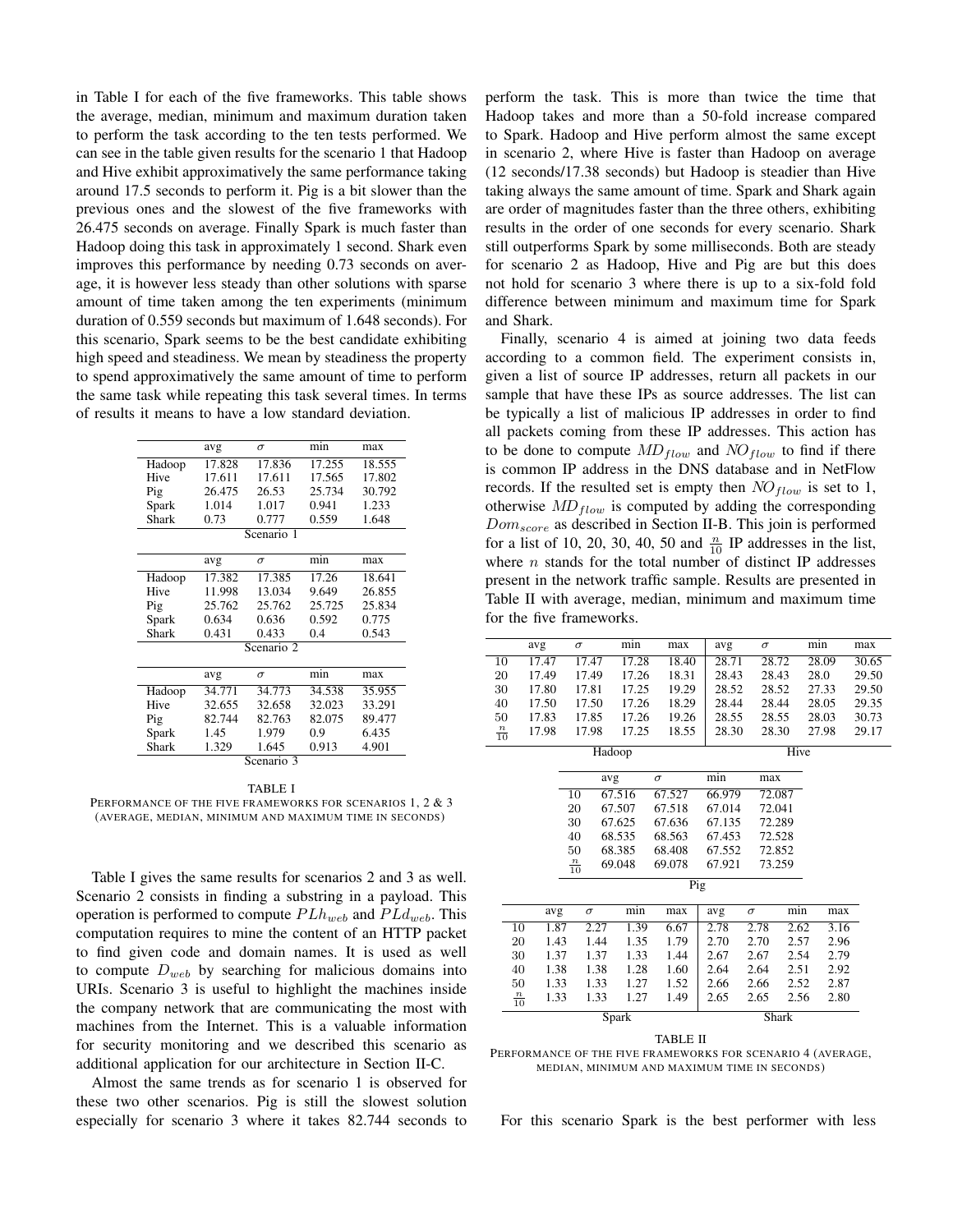in Table I for each of the five frameworks. This table shows the average, median, minimum and maximum duration taken to perform the task according to the ten tests performed. We can see in the table given results for the scenario 1 that Hadoop and Hive exhibit approximatively the same performance taking around 17.5 seconds to perform it. Pig is a bit slower than the previous ones and the slowest of the five frameworks with 26.475 seconds on average. Finally Spark is much faster than Hadoop doing this task in approximately 1 second. Shark even improves this performance by needing 0.73 seconds on average, it is however less steady than other solutions with sparse amount of time taken among the ten experiments (minimum duration of 0.559 seconds but maximum of 1.648 seconds). For this scenario, Spark seems to be the best candidate exhibiting high speed and steadiness. We mean by steadiness the property to spend approximatively the same amount of time to perform the same task while repeating this task several times. In terms of results it means to have a low standard deviation.

**Scenario 1**

| | avg | $\sigma$ | min | max |
|---|---|---|---|---|
| Hadoop | 17.828 | 17.836 | 17.255 | 18.555 |
| Hive | 17.611 | 17.611 | 17.565 | 17.802 |
| Pig | 26.475 | 26.53 | 25.734 | 30.792 |
| Spark | 1.014 | 1.017 | 0.941 | 1.233 |
| Shark | 0.73 | 0.777 | 0.559 | 1.648 |

**Scenario 2**

| | avg | $\sigma$ | min | max |
|---|---|---|---|---|
| Hadoop | 17.382 | 17.385 | 17.26 | 18.641 |
| Hive | 11.998 | 13.034 | 9.649 | 26.855 |
| Pig | 25.762 | 25.762 | 25.725 | 25.834 |
| Spark | 0.634 | 0.636 | 0.592 | 0.775 |
| Shark | 0.431 | 0.433 | 0.4 | 0.543 |

**Scenario 3**

| | avg | $\sigma$ | min | max |
|---|---|---|---|---|
| Hadoop | 34.771 | 34.773 | 34.538 | 35.955 |
| Hive | 32.655 | 32.658 | 32.023 | 33.291 |
| Pig | 82.744 | 82.763 | 82.075 | 89.477 |
| Spark | 1.45 | 1.979 | 0.9 | 6.435 |
| Shark | 1.329 | 1.645 | 0.913 | 4.901 |

TABLE I
PERFORMANCE OF THE FIVE FRAMEWORKS FOR SCENARIOS 1, 2 & 3 (AVERAGE, MEDIAN, MINIMUM AND MAXIMUM TIME IN SECONDS)

Table I gives the same results for scenarios 2 and 3 as well. Scenario 2 consists in finding a substring in a payload. This operation is performed to compute $PLh_{web}$ and $PLd_{web}$. This computation requires to mine the content of an HTTP packet to find given code and domain names. It is used as well to compute $D_{web}$ by searching for malicious domains into URIs. Scenario 3 is useful to highlight the machines inside the company network that are communicating the most with machines from the Internet. This is a valuable information for security monitoring and we described this scenario as additional application for our architecture in Section II-C.

Almost the same trends as for scenario 1 is observed for these two other scenarios. Pig is still the slowest solution especially for scenario 3 where it takes 82.744 seconds to perform the task. This is more than twice the time that Hadoop takes and more than a 50-fold increase compared to Spark. Hadoop and Hive perform almost the same except in scenario 2, where Hive is faster than Hadoop on average (12 seconds/17.38 seconds) but Hadoop is steadier than Hive taking always the same amount of time. Spark and Shark again are order of magnitudes faster than the three others, exhibiting results in the order of one seconds for every scenario. Shark still outperforms Spark by some milliseconds. Both are steady for scenario 2 as Hadoop, Hive and Pig are but this does not hold for scenario 3 where there is up to a six-fold fold difference between minimum and maximum time for Spark and Shark.

Finally, scenario 4 is aimed at joining two data feeds according to a common field. The experiment consists in, given a list of source IP addresses, return all packets in our sample that have these IPs as source addresses. The list can be typically a list of malicious IP addresses in order to find all packets coming from these IP addresses. This action has to be done to compute $MD_{flow}$ and $NO_{flow}$ to find if there is common IP address in the DNS database and in NetFlow records. If the resulted set is empty then $NO_{flow}$ is set to 1, otherwise $MD_{flow}$ is computed by adding the corresponding $Dom_{score}$ as described in Section II-B. This join is performed for a list of 10, 20, 30, 40, 50 and $\frac{n}{10}$ IP addresses in the list, where $n$ stands for the total number of distinct IP addresses present in the network traffic sample. Results are presented in Table II with average, median, minimum and maximum time for the five frameworks.

| | Hadoop | | | | Hive | | | |
|---|---|---|---|---|---|---|---|---|
| | avg | $\sigma$ | min | max | avg | $\sigma$ | min | max |
| 10 | 17.47 | 17.47 | 17.28 | 18.40 | 28.71 | 28.72 | 28.09 | 30.65 |
| 20 | 17.49 | 17.49 | 17.26 | 18.31 | 28.43 | 28.43 | 28.0 | 29.50 |
| 30 | 17.80 | 17.81 | 17.25 | 19.29 | 28.52 | 28.52 | 27.33 | 29.50 |
| 40 | 17.50 | 17.50 | 17.26 | 18.29 | 28.44 | 28.44 | 28.05 | 29.35 |
| 50 | 17.83 | 17.85 | 17.26 | 19.26 | 28.55 | 28.55 | 28.03 | 30.73 |
| $\frac{n}{10}$ | 17.98 | 17.98 | 17.25 | 18.55 | 28.30 | 28.30 | 27.98 | 29.17 |

**Pig**

| | avg | $\sigma$ | min | max |
|---|---|---|---|---|
| 10 | 67.516 | 67.527 | 66.979 | 72.087 |
| 20 | 67.507 | 67.518 | 67.014 | 72.041 |
| 30 | 67.625 | 67.636 | 67.135 | 72.289 |
| 40 | 68.535 | 68.563 | 67.453 | 72.528 |
| 50 | 68.385 | 68.408 | 67.552 | 72.852 |
| $\frac{n}{10}$ | 69.048 | 69.078 | 67.921 | 73.259 |

| | Spark | | | | Shark | | | |
|---|---|---|---|---|---|---|---|---|
| | avg | $\sigma$ | min | max | avg | $\sigma$ | min | max |
| 10 | 1.87 | 2.27 | 1.39 | 6.67 | 2.78 | 2.78 | 2.62 | 3.16 |
| 20 | 1.43 | 1.44 | 1.35 | 1.79 | 2.70 | 2.70 | 2.57 | 2.96 |
| 30 | 1.37 | 1.37 | 1.33 | 1.44 | 2.67 | 2.67 | 2.54 | 2.79 |
| 40 | 1.38 | 1.38 | 1.28 | 1.60 | 2.64 | 2.64 | 2.51 | 2.92 |
| 50 | 1.33 | 1.33 | 1.27 | 1.52 | 2.66 | 2.66 | 2.52 | 2.87 |
| $\frac{n}{10}$ | 1.33 | 1.33 | 1.27 | 1.49 | 2.65 | 2.65 | 2.56 | 2.80 |

TABLE II
PERFORMANCE OF THE FIVE FRAMEWORKS FOR SCENARIO 4 (AVERAGE, MEDIAN, MINIMUM AND MAXIMUM TIME IN SECONDS)

For this scenario Spark is the best performer with less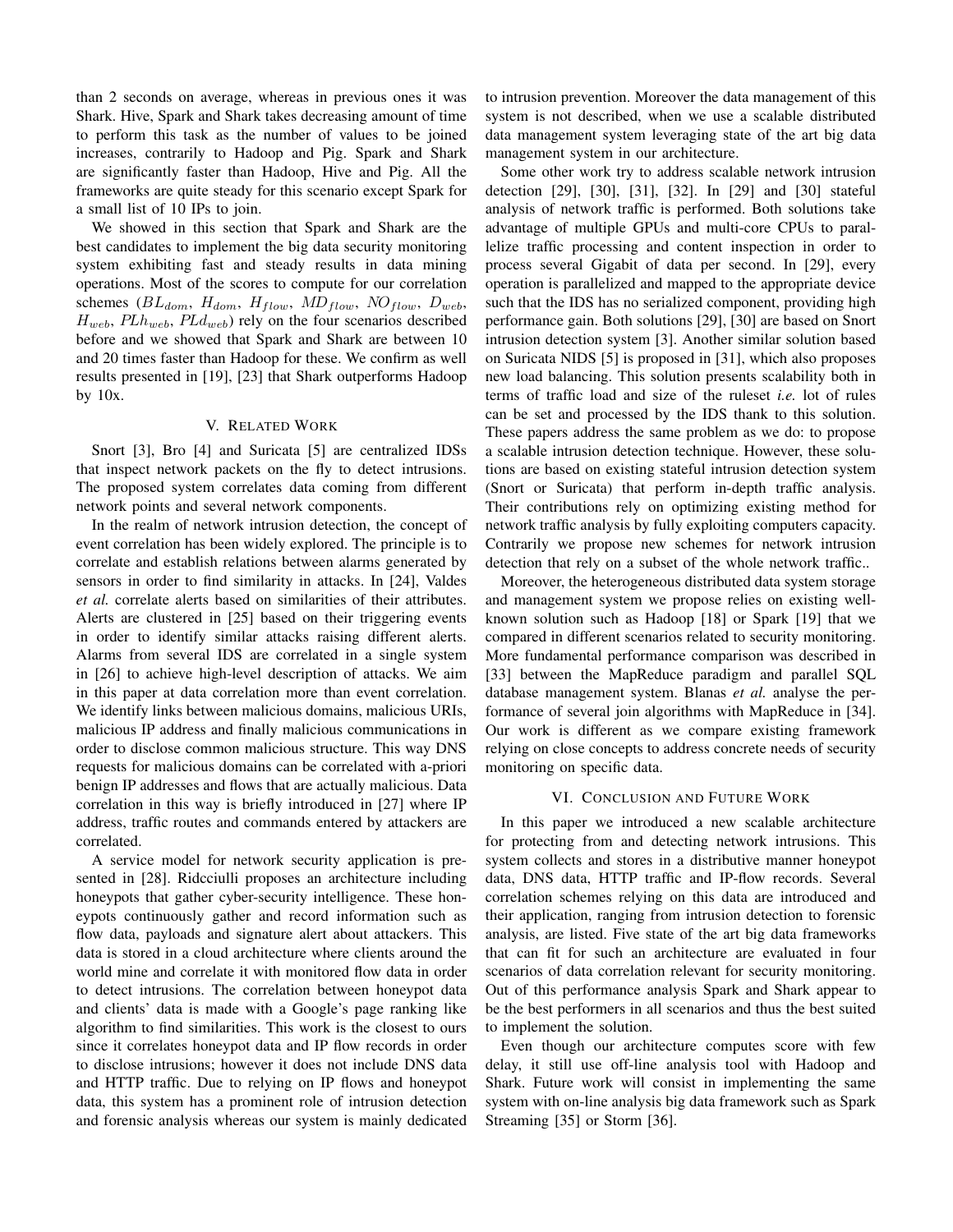than 2 seconds on average, whereas in previous ones it was Shark. Hive, Spark and Shark takes decreasing amount of time to perform this task as the number of values to be joined increases, contrarily to Hadoop and Pig. Spark and Shark are significantly faster than Hadoop, Hive and Pig. All the frameworks are quite steady for this scenario except Spark for a small list of 10 IPs to join.

We showed in this section that Spark and Shark are the best candidates to implement the big data security monitoring system exhibiting fast and steady results in data mining operations. Most of the scores to compute for our correlation schemes ($BL_{dom}$, $H_{dom}$, $H_{flow}$, $MD_{flow}$, $NO_{flow}$, $D_{web}$, $H_{web}$, $PLh_{web}$, $PLd_{web}$) rely on the four scenarios described before and we showed that Spark and Shark are between 10 and 20 times faster than Hadoop for these. We confirm as well results presented in [19], [23] that Shark outperforms Hadoop by 10x.

## V. Related Work

Snort [3], Bro [4] and Suricata [5] are centralized IDSs that inspect network packets on the fly to detect intrusions. The proposed system correlates data coming from different network points and several network components.

In the realm of network intrusion detection, the concept of event correlation has been widely explored. The principle is to correlate and establish relations between alarms generated by sensors in order to find similarity in attacks. In [24], Valdes *et al.* correlate alerts based on similarities of their attributes. Alerts are clustered in [25] based on their triggering events in order to identify similar attacks raising different alerts. Alarms from several IDS are correlated in a single system in [26] to achieve high-level description of attacks. We aim in this paper at data correlation more than event correlation. We identify links between malicious domains, malicious URIs, malicious IP address and finally malicious communications in order to disclose common malicious structure. This way DNS requests for malicious domains can be correlated with a-priori benign IP addresses and flows that are actually malicious. Data correlation in this way is briefly introduced in [27] where IP address, traffic routes and commands entered by attackers are correlated.

A service model for network security application is presented in [28]. Ridcciulli proposes an architecture including honeypots that gather cyber-security intelligence. These honeypots continuously gather and record information such as flow data, payloads and signature alert about attackers. This data is stored in a cloud architecture where clients around the world mine and correlate it with monitored flow data in order to detect intrusions. The correlation between honeypot data and clients' data is made with a Google's page ranking like algorithm to find similarities. This work is the closest to ours since it correlates honeypot data and IP flow records in order to disclose intrusions; however it does not include DNS data and HTTP traffic. Due to relying on IP flows and honeypot data, this system has a prominent role of intrusion detection and forensic analysis whereas our system is mainly dedicated to intrusion prevention. Moreover the data management of this system is not described, when we use a scalable distributed data management system leveraging state of the art big data management system in our architecture.

Some other work try to address scalable network intrusion detection [29], [30], [31], [32]. In [29] and [30] stateful analysis of network traffic is performed. Both solutions take advantage of multiple GPUs and multi-core CPUs to parallelize traffic processing and content inspection in order to process several Gigabit of data per second. In [29], every operation is parallelized and mapped to the appropriate device such that the IDS has no serialized component, providing high performance gain. Both solutions [29], [30] are based on Snort intrusion detection system [3]. Another similar solution based on Suricata NIDS [5] is proposed in [31], which also proposes new load balancing. This solution presents scalability both in terms of traffic load and size of the ruleset *i.e.* lot of rules can be set and processed by the IDS thank to this solution. These papers address the same problem as we do: to propose a scalable intrusion detection technique. However, these solutions are based on existing stateful intrusion detection system (Snort or Suricata) that perform in-depth traffic analysis. Their contributions rely on optimizing existing method for network traffic analysis by fully exploiting computers capacity. Contrarily we propose new schemes for network intrusion detection that rely on a subset of the whole network traffic..

Moreover, the heterogeneous distributed data system storage and management system we propose relies on existing well-known solution such as Hadoop [18] or Spark [19] that we compared in different scenarios related to security monitoring. More fundamental performance comparison was described in [33] between the MapReduce paradigm and parallel SQL database management system. Blanas *et al.* analyse the performance of several join algorithms with MapReduce in [34]. Our work is different as we compare existing framework relying on close concepts to address concrete needs of security monitoring on specific data.

## VI. Conclusion and Future Work

In this paper we introduced a new scalable architecture for protecting from and detecting network intrusions. This system collects and stores in a distributive manner honeypot data, DNS data, HTTP traffic and IP-flow records. Several correlation schemes relying on this data are introduced and their application, ranging from intrusion detection to forensic analysis, are listed. Five state of the art big data frameworks that can fit for such an architecture are evaluated in four scenarios of data correlation relevant for security monitoring. Out of this performance analysis Spark and Shark appear to be the best performers in all scenarios and thus the best suited to implement the solution.

Even though our architecture computes score with few delay, it still use off-line analysis tool with Hadoop and Shark. Future work will consist in implementing the same system with on-line analysis big data framework such as Spark Streaming [35] or Storm [36].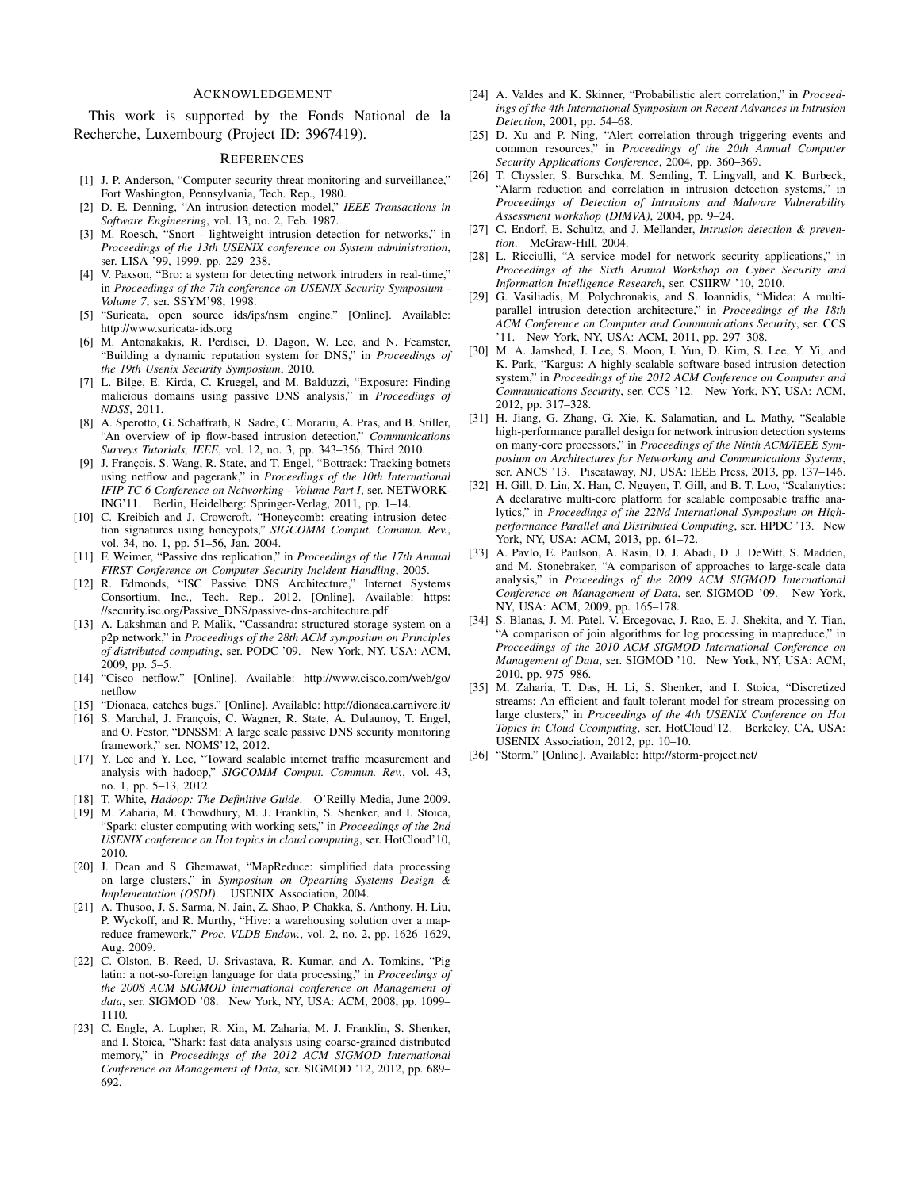## Acknowledgement

This work is supported by the Fonds National de la Recherche, Luxembourg (Project ID: 3967419).

## References

[1] J. P. Anderson, "Computer security threat monitoring and surveillance," Fort Washington, Pennsylvania, Tech. Rep., 1980.

[2] D. E. Denning, "An intrusion-detection model," *IEEE Transactions in Software Engineering*, vol. 13, no. 2, Feb. 1987.

[3] M. Roesch, "Snort - lightweight intrusion detection for networks," in *Proceedings of the 13th USENIX conference on System administration*, ser. LISA '99, 1999, pp. 229–238.

[4] V. Paxson, "Bro: a system for detecting network intruders in real-time," in *Proceedings of the 7th conference on USENIX Security Symposium - Volume 7*, ser. SSYM'98, 1998.

[5] "Suricata, open source ids/ips/nsm engine." [Online]. Available: http://www.suricata-ids.org

[6] M. Antonakakis, R. Perdisci, D. Dagon, W. Lee, and N. Feamster, "Building a dynamic reputation system for DNS," in *Proceedings of the 19th Usenix Security Symposium*, 2010.

[7] L. Bilge, E. Kirda, C. Kruegel, and M. Balduzzi, "Exposure: Finding malicious domains using passive DNS analysis," in *Proceedings of NDSS*, 2011.

[8] A. Sperotto, G. Schaffrath, R. Sadre, C. Morariu, A. Pras, and B. Stiller, "An overview of ip flow-based intrusion detection," *Communications Surveys Tutorials, IEEE*, vol. 12, no. 3, pp. 343–356, Third 2010.

[9] J. François, S. Wang, R. State, and T. Engel, "Bottrack: Tracking botnets using netflow and pagerank," in *Proceedings of the 10th International IFIP TC 6 Conference on Networking - Volume Part I*, ser. NETWORKING'11. Berlin, Heidelberg: Springer-Verlag, 2011, pp. 1–14.

[10] C. Kreibich and J. Crowcroft, "Honeycomb: creating intrusion detection signatures using honeypots," *SIGCOMM Comput. Commun. Rev.*, vol. 34, no. 1, pp. 51–56, Jan. 2004.

[11] F. Weimer, "Passive dns replication," in *Proceedings of the 17th Annual FIRST Conference on Computer Security Incident Handling*, 2005.

[12] R. Edmonds, "ISC Passive DNS Architecture," Internet Systems Consortium, Inc., Tech. Rep., 2012. [Online]. Available: https://security.isc.org/Passive_DNS/passive-dns-architecture.pdf

[13] A. Lakshman and P. Malik, "Cassandra: structured storage system on a p2p network," in *Proceedings of the 28th ACM symposium on Principles of distributed computing*, ser. PODC '09. New York, NY, USA: ACM, 2009, pp. 5–5.

[14] "Cisco netflow." [Online]. Available: http://www.cisco.com/web/go/netflow

[15] "Dionaea, catches bugs." [Online]. Available: http://dionaea.carnivore.it/

[16] S. Marchal, J. François, C. Wagner, R. State, A. Dulaunoy, T. Engel, and O. Festor, "DNSSM: A large scale passive DNS security monitoring framework," ser. NOMS'12, 2012.

[17] Y. Lee and Y. Lee, "Toward scalable internet traffic measurement and analysis with hadoop," *SIGCOMM Comput. Commun. Rev.*, vol. 43, no. 1, pp. 5–13, 2012.

[18] T. White, *Hadoop: The Definitive Guide*. O'Reilly Media, June 2009.

[19] M. Zaharia, M. Chowdhury, M. J. Franklin, S. Shenker, and I. Stoica, "Spark: cluster computing with working sets," in *Proceedings of the 2nd USENIX conference on Hot topics in cloud computing*, ser. HotCloud'10, 2010.

[20] J. Dean and S. Ghemawat, "MapReduce: simplified data processing on large clusters," in *Symposium on Opearting Systems Design & Implementation (OSDI)*. USENIX Association, 2004.

[21] A. Thusoo, J. S. Sarma, N. Jain, Z. Shao, P. Chakka, S. Anthony, H. Liu, P. Wyckoff, and R. Murthy, "Hive: a warehousing solution over a map-reduce framework," *Proc. VLDB Endow.*, vol. 2, no. 2, pp. 1626–1629, Aug. 2009.

[22] C. Olston, B. Reed, U. Srivastava, R. Kumar, and A. Tomkins, "Pig latin: a not-so-foreign language for data processing," in *Proceedings of the 2008 ACM SIGMOD international conference on Management of data*, ser. SIGMOD '08. New York, NY, USA: ACM, 2008, pp. 1099–1110.

[23] C. Engle, A. Lupher, R. Xin, M. Zaharia, M. J. Franklin, S. Shenker, and I. Stoica, "Shark: fast data analysis using coarse-grained distributed memory," in *Proceedings of the 2012 ACM SIGMOD International Conference on Management of Data*, ser. SIGMOD '12, 2012, pp. 689–692.

[24] A. Valdes and K. Skinner, "Probabilistic alert correlation," in *Proceedings of the 4th International Symposium on Recent Advances in Intrusion Detection*, 2001, pp. 54–68.

[25] D. Xu and P. Ning, "Alert correlation through triggering events and common resources," in *Proceedings of the 20th Annual Computer Security Applications Conference*, 2004, pp. 360–369.

[26] T. Chyssler, S. Burschka, M. Semling, T. Lingvall, and K. Burbeck, "Alarm reduction and correlation in intrusion detection systems," in *Proceedings of Detection of Intrusions and Malware Vulnerability Assessment workshop (DIMVA)*, 2004, pp. 9–24.

[27] C. Endorf, E. Schultz, and J. Mellander, *Intrusion detection & prevention*. McGraw-Hill, 2004.

[28] L. Ricciulli, "A service model for network security applications," in *Proceedings of the Sixth Annual Workshop on Cyber Security and Information Intelligence Research*, ser. CSIIRW '10, 2010.

[29] G. Vasiliadis, M. Polychronakis, and S. Ioannidis, "Midea: A multi-parallel intrusion detection architecture," in *Proceedings of the 18th ACM Conference on Computer and Communications Security*, ser. CCS '11. New York, NY, USA: ACM, 2011, pp. 297–308.

[30] M. A. Jamshed, J. Lee, S. Moon, I. Yun, D. Kim, S. Lee, Y. Yi, and K. Park, "Kargus: A highly-scalable software-based intrusion detection system," in *Proceedings of the 2012 ACM Conference on Computer and Communications Security*, ser. CCS '12. New York, NY, USA: ACM, 2012, pp. 317–328.

[31] H. Jiang, G. Zhang, G. Xie, K. Salamatian, and L. Mathy, "Scalable high-performance parallel design for network intrusion detection systems on many-core processors," in *Proceedings of the Ninth ACM/IEEE Symposium on Architectures for Networking and Communications Systems*, ser. ANCS '13. Piscataway, NJ, USA: IEEE Press, 2013, pp. 137–146.

[32] H. Gill, D. Lin, X. Han, C. Nguyen, T. Gill, and B. T. Loo, "Scalanytics: A declarative multi-core platform for scalable composable traffic analytics," in *Proceedings of the 22Nd International Symposium on High-performance Parallel and Distributed Computing*, ser. HPDC '13. New York, NY, USA: ACM, 2013, pp. 61–72.

[33] A. Pavlo, E. Paulson, A. Rasin, D. J. Abadi, D. J. DeWitt, S. Madden, and M. Stonebraker, "A comparison of approaches to large-scale data analysis," in *Proceedings of the 2009 ACM SIGMOD International Conference on Management of Data*, ser. SIGMOD '09. New York, NY, USA: ACM, 2009, pp. 165–178.

[34] S. Blanas, J. M. Patel, V. Ercegovac, J. Rao, E. J. Shekita, and Y. Tian, "A comparison of join algorithms for log processing in mapreduce," in *Proceedings of the 2010 ACM SIGMOD International Conference on Management of Data*, ser. SIGMOD '10. New York, NY, USA: ACM, 2010, pp. 975–986.

[35] M. Zaharia, T. Das, H. Li, S. Shenker, and I. Stoica, "Discretized streams: An efficient and fault-tolerant model for stream processing on large clusters," in *Proceedings of the 4th USENIX Conference on Hot Topics in Cloud Ccomputing*, ser. HotCloud'12. Berkeley, CA, USA: USENIX Association, 2012, pp. 10–10.

[36] "Storm." [Online]. Available: http://storm-project.net/